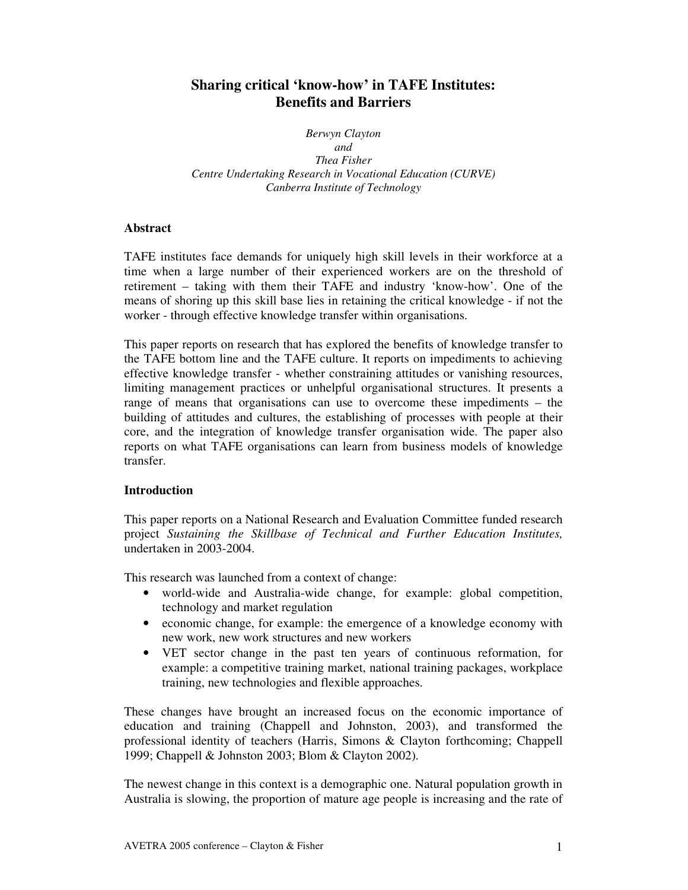# Sharing critical 'know-how' in TAFE Institutes: Benefits and Barriers

*Berwyn Clayton*
*and*
*Thea Fisher*
*Centre Undertaking Research in Vocational Education (CURVE)*
*Canberra Institute of Technology*

## Abstract

TAFE institutes face demands for uniquely high skill levels in their workforce at a time when a large number of their experienced workers are on the threshold of retirement – taking with them their TAFE and industry 'know-how'. One of the means of shoring up this skill base lies in retaining the critical knowledge - if not the worker - through effective knowledge transfer within organisations.

This paper reports on research that has explored the benefits of knowledge transfer to the TAFE bottom line and the TAFE culture. It reports on impediments to achieving effective knowledge transfer - whether constraining attitudes or vanishing resources, limiting management practices or unhelpful organisational structures. It presents a range of means that organisations can use to overcome these impediments – the building of attitudes and cultures, the establishing of processes with people at their core, and the integration of knowledge transfer organisation wide. The paper also reports on what TAFE organisations can learn from business models of knowledge transfer.

## Introduction

This paper reports on a National Research and Evaluation Committee funded research project *Sustaining the Skillbase of Technical and Further Education Institutes,* undertaken in 2003-2004.

This research was launched from a context of change:

- world-wide and Australia-wide change, for example: global competition, technology and market regulation
- economic change, for example: the emergence of a knowledge economy with new work, new work structures and new workers
- VET sector change in the past ten years of continuous reformation, for example: a competitive training market, national training packages, workplace training, new technologies and flexible approaches.

These changes have brought an increased focus on the economic importance of education and training (Chappell and Johnston, 2003), and transformed the professional identity of teachers (Harris, Simons & Clayton forthcoming; Chappell 1999; Chappell & Johnston 2003; Blom & Clayton 2002).

The newest change in this context is a demographic one. Natural population growth in Australia is slowing, the proportion of mature age people is increasing and the rate of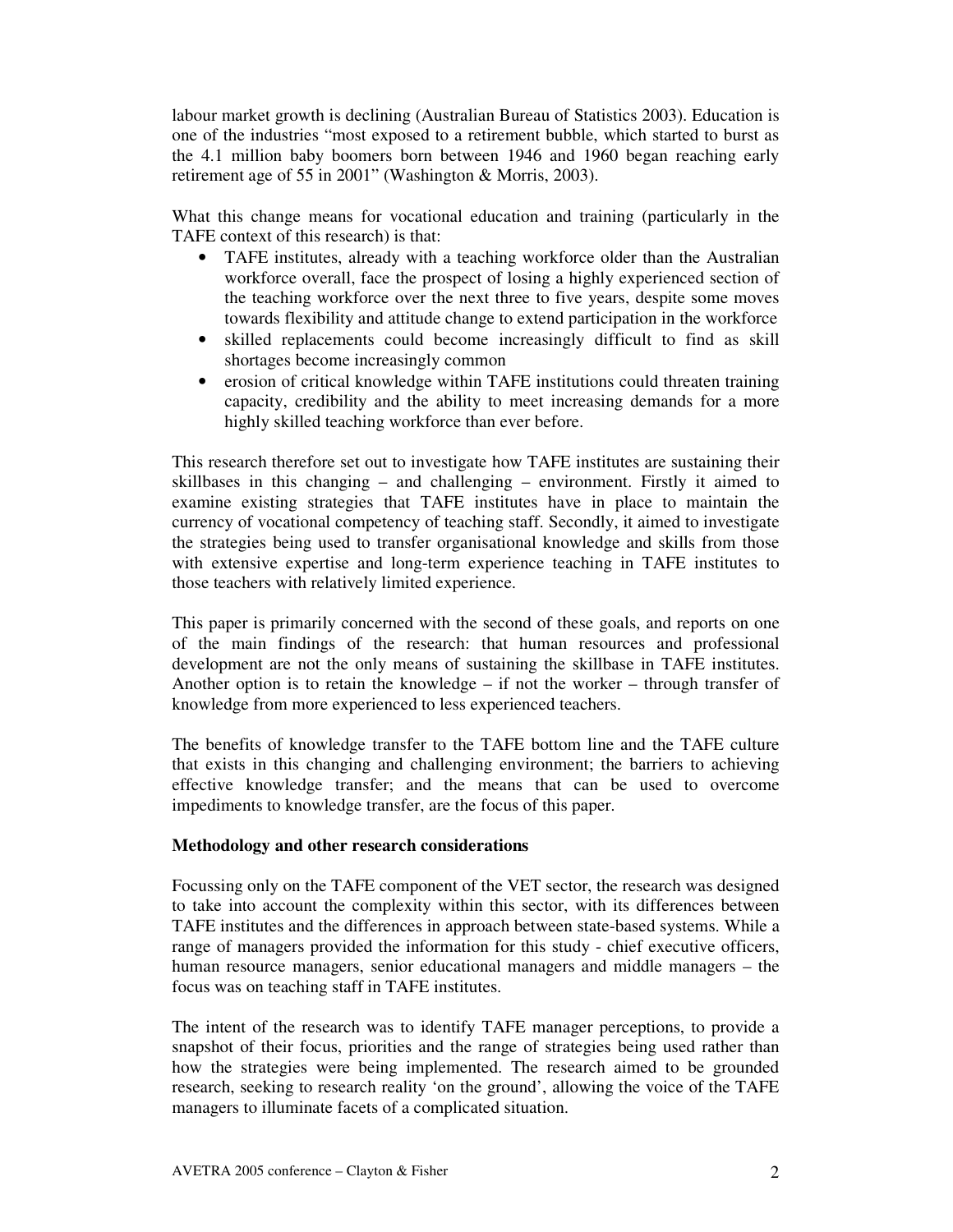labour market growth is declining (Australian Bureau of Statistics 2003). Education is one of the industries "most exposed to a retirement bubble, which started to burst as the 4.1 million baby boomers born between 1946 and 1960 began reaching early retirement age of 55 in 2001" (Washington & Morris, 2003).

What this change means for vocational education and training (particularly in the TAFE context of this research) is that:

- TAFE institutes, already with a teaching workforce older than the Australian workforce overall, face the prospect of losing a highly experienced section of the teaching workforce over the next three to five years, despite some moves towards flexibility and attitude change to extend participation in the workforce
- skilled replacements could become increasingly difficult to find as skill shortages become increasingly common
- erosion of critical knowledge within TAFE institutions could threaten training capacity, credibility and the ability to meet increasing demands for a more highly skilled teaching workforce than ever before.

This research therefore set out to investigate how TAFE institutes are sustaining their skillbases in this changing – and challenging – environment. Firstly it aimed to examine existing strategies that TAFE institutes have in place to maintain the currency of vocational competency of teaching staff. Secondly, it aimed to investigate the strategies being used to transfer organisational knowledge and skills from those with extensive expertise and long-term experience teaching in TAFE institutes to those teachers with relatively limited experience.

This paper is primarily concerned with the second of these goals, and reports on one of the main findings of the research: that human resources and professional development are not the only means of sustaining the skillbase in TAFE institutes. Another option is to retain the knowledge – if not the worker – through transfer of knowledge from more experienced to less experienced teachers.

The benefits of knowledge transfer to the TAFE bottom line and the TAFE culture that exists in this changing and challenging environment; the barriers to achieving effective knowledge transfer; and the means that can be used to overcome impediments to knowledge transfer, are the focus of this paper.

**Methodology and other research considerations**

Focussing only on the TAFE component of the VET sector, the research was designed to take into account the complexity within this sector, with its differences between TAFE institutes and the differences in approach between state-based systems. While a range of managers provided the information for this study - chief executive officers, human resource managers, senior educational managers and middle managers – the focus was on teaching staff in TAFE institutes.

The intent of the research was to identify TAFE manager perceptions, to provide a snapshot of their focus, priorities and the range of strategies being used rather than how the strategies were being implemented. The research aimed to be grounded research, seeking to research reality 'on the ground', allowing the voice of the TAFE managers to illuminate facets of a complicated situation.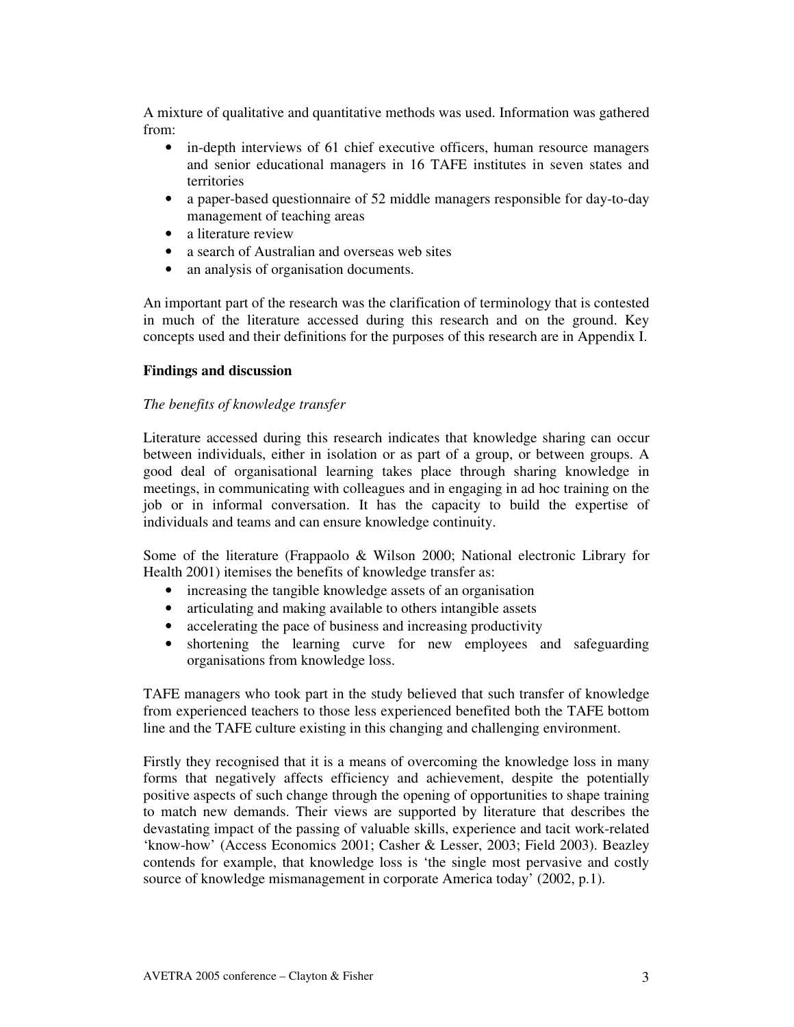A mixture of qualitative and quantitative methods was used. Information was gathered from:

- in-depth interviews of 61 chief executive officers, human resource managers and senior educational managers in 16 TAFE institutes in seven states and territories
- a paper-based questionnaire of 52 middle managers responsible for day-to-day management of teaching areas
- a literature review
- a search of Australian and overseas web sites
- an analysis of organisation documents.

An important part of the research was the clarification of terminology that is contested in much of the literature accessed during this research and on the ground. Key concepts used and their definitions for the purposes of this research are in Appendix I.

**Findings and discussion**

*The benefits of knowledge transfer*

Literature accessed during this research indicates that knowledge sharing can occur between individuals, either in isolation or as part of a group, or between groups. A good deal of organisational learning takes place through sharing knowledge in meetings, in communicating with colleagues and in engaging in ad hoc training on the job or in informal conversation. It has the capacity to build the expertise of individuals and teams and can ensure knowledge continuity.

Some of the literature (Frappaolo & Wilson 2000; National electronic Library for Health 2001) itemises the benefits of knowledge transfer as:

- increasing the tangible knowledge assets of an organisation
- articulating and making available to others intangible assets
- accelerating the pace of business and increasing productivity
- shortening the learning curve for new employees and safeguarding organisations from knowledge loss.

TAFE managers who took part in the study believed that such transfer of knowledge from experienced teachers to those less experienced benefited both the TAFE bottom line and the TAFE culture existing in this changing and challenging environment.

Firstly they recognised that it is a means of overcoming the knowledge loss in many forms that negatively affects efficiency and achievement, despite the potentially positive aspects of such change through the opening of opportunities to shape training to match new demands. Their views are supported by literature that describes the devastating impact of the passing of valuable skills, experience and tacit work-related 'know-how' (Access Economics 2001; Casher & Lesser, 2003; Field 2003). Beazley contends for example, that knowledge loss is 'the single most pervasive and costly source of knowledge mismanagement in corporate America today' (2002, p.1).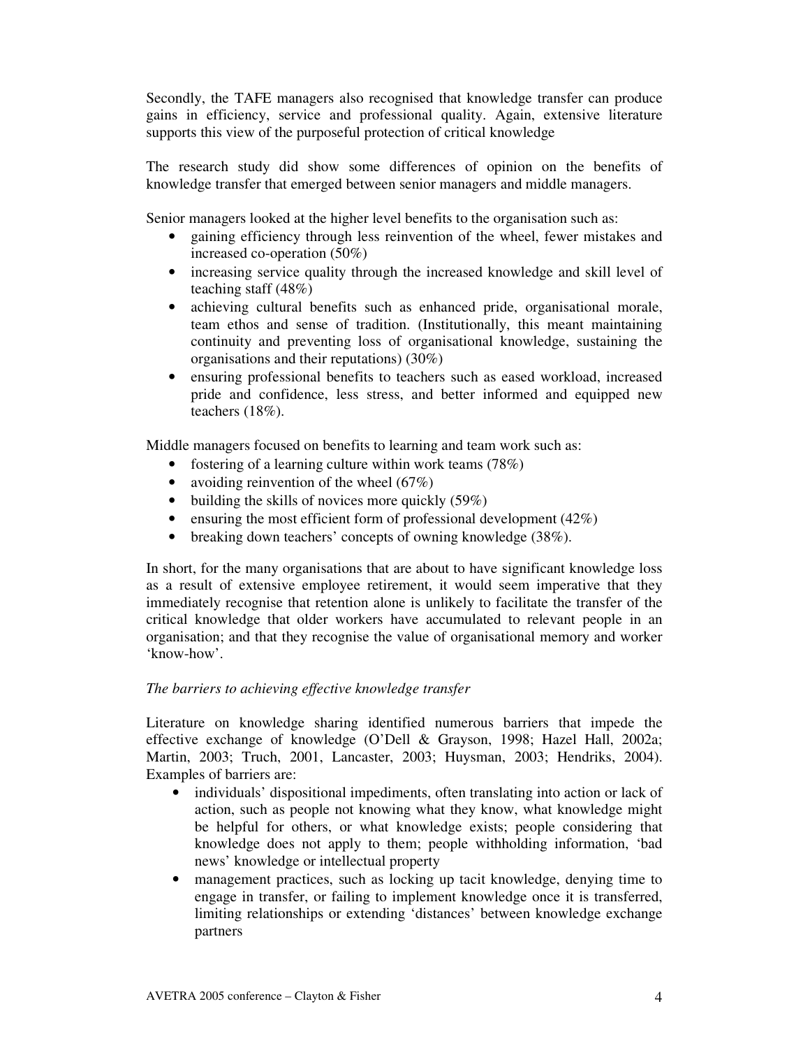Secondly, the TAFE managers also recognised that knowledge transfer can produce gains in efficiency, service and professional quality. Again, extensive literature supports this view of the purposeful protection of critical knowledge

The research study did show some differences of opinion on the benefits of knowledge transfer that emerged between senior managers and middle managers.

Senior managers looked at the higher level benefits to the organisation such as:

- gaining efficiency through less reinvention of the wheel, fewer mistakes and increased co-operation (50%)
- increasing service quality through the increased knowledge and skill level of teaching staff (48%)
- achieving cultural benefits such as enhanced pride, organisational morale, team ethos and sense of tradition. (Institutionally, this meant maintaining continuity and preventing loss of organisational knowledge, sustaining the organisations and their reputations) (30%)
- ensuring professional benefits to teachers such as eased workload, increased pride and confidence, less stress, and better informed and equipped new teachers (18%).

Middle managers focused on benefits to learning and team work such as:

- fostering of a learning culture within work teams (78%)
- avoiding reinvention of the wheel (67%)
- building the skills of novices more quickly (59%)
- ensuring the most efficient form of professional development (42%)
- breaking down teachers' concepts of owning knowledge (38%).

In short, for the many organisations that are about to have significant knowledge loss as a result of extensive employee retirement, it would seem imperative that they immediately recognise that retention alone is unlikely to facilitate the transfer of the critical knowledge that older workers have accumulated to relevant people in an organisation; and that they recognise the value of organisational memory and worker 'know-how'.

*The barriers to achieving effective knowledge transfer*

Literature on knowledge sharing identified numerous barriers that impede the effective exchange of knowledge (O'Dell & Grayson, 1998; Hazel Hall, 2002a; Martin, 2003; Truch, 2001, Lancaster, 2003; Huysman, 2003; Hendriks, 2004). Examples of barriers are:

- individuals' dispositional impediments, often translating into action or lack of action, such as people not knowing what they know, what knowledge might be helpful for others, or what knowledge exists; people considering that knowledge does not apply to them; people withholding information, 'bad news' knowledge or intellectual property
- management practices, such as locking up tacit knowledge, denying time to engage in transfer, or failing to implement knowledge once it is transferred, limiting relationships or extending 'distances' between knowledge exchange partners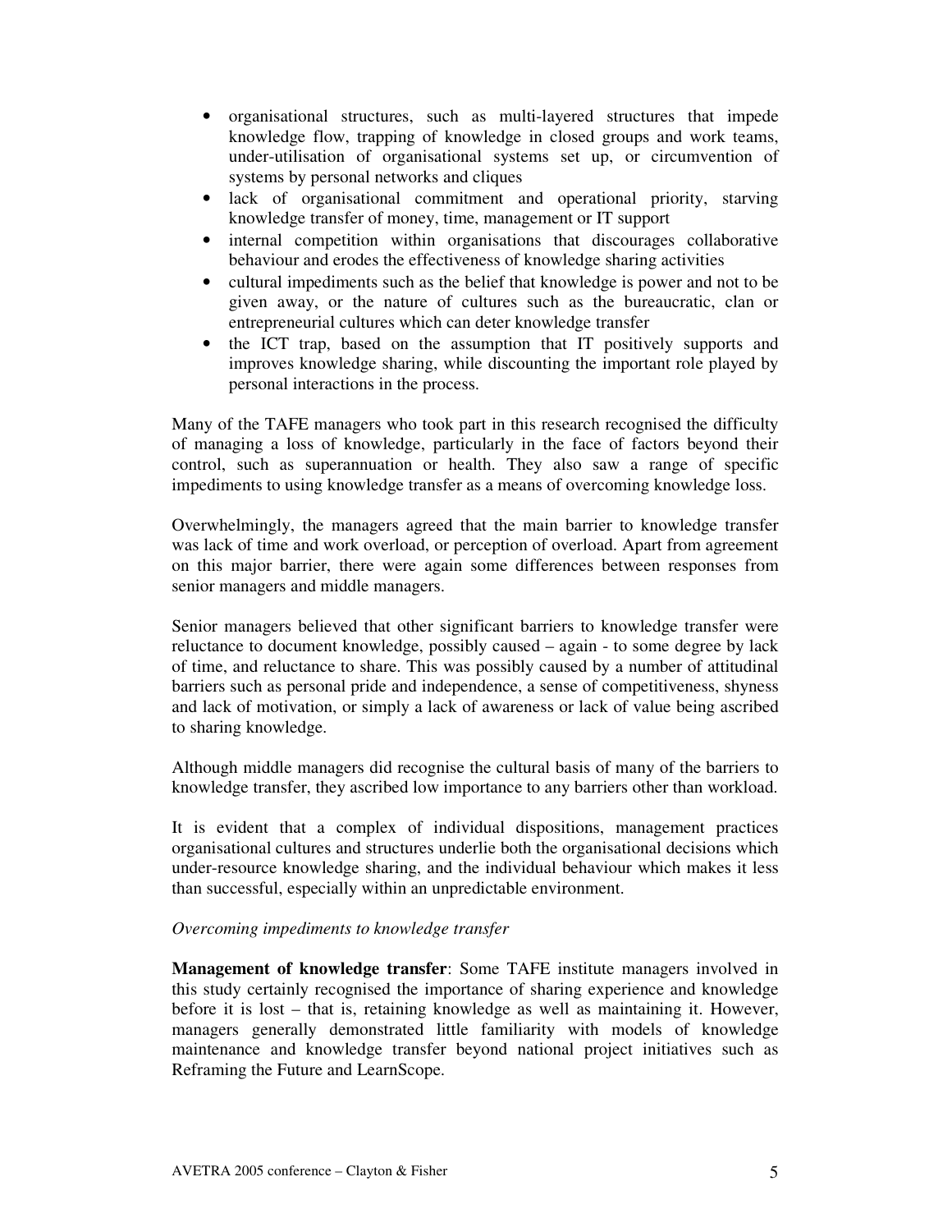- organisational structures, such as multi-layered structures that impede knowledge flow, trapping of knowledge in closed groups and work teams, under-utilisation of organisational systems set up, or circumvention of systems by personal networks and cliques
- lack of organisational commitment and operational priority, starving knowledge transfer of money, time, management or IT support
- internal competition within organisations that discourages collaborative behaviour and erodes the effectiveness of knowledge sharing activities
- cultural impediments such as the belief that knowledge is power and not to be given away, or the nature of cultures such as the bureaucratic, clan or entrepreneurial cultures which can deter knowledge transfer
- the ICT trap, based on the assumption that IT positively supports and improves knowledge sharing, while discounting the important role played by personal interactions in the process.

Many of the TAFE managers who took part in this research recognised the difficulty of managing a loss of knowledge, particularly in the face of factors beyond their control, such as superannuation or health. They also saw a range of specific impediments to using knowledge transfer as a means of overcoming knowledge loss.

Overwhelmingly, the managers agreed that the main barrier to knowledge transfer was lack of time and work overload, or perception of overload. Apart from agreement on this major barrier, there were again some differences between responses from senior managers and middle managers.

Senior managers believed that other significant barriers to knowledge transfer were reluctance to document knowledge, possibly caused – again - to some degree by lack of time, and reluctance to share. This was possibly caused by a number of attitudinal barriers such as personal pride and independence, a sense of competitiveness, shyness and lack of motivation, or simply a lack of awareness or lack of value being ascribed to sharing knowledge.

Although middle managers did recognise the cultural basis of many of the barriers to knowledge transfer, they ascribed low importance to any barriers other than workload.

It is evident that a complex of individual dispositions, management practices organisational cultures and structures underlie both the organisational decisions which under-resource knowledge sharing, and the individual behaviour which makes it less than successful, especially within an unpredictable environment.

*Overcoming impediments to knowledge transfer*

**Management of knowledge transfer**: Some TAFE institute managers involved in this study certainly recognised the importance of sharing experience and knowledge before it is lost – that is, retaining knowledge as well as maintaining it. However, managers generally demonstrated little familiarity with models of knowledge maintenance and knowledge transfer beyond national project initiatives such as Reframing the Future and LearnScope.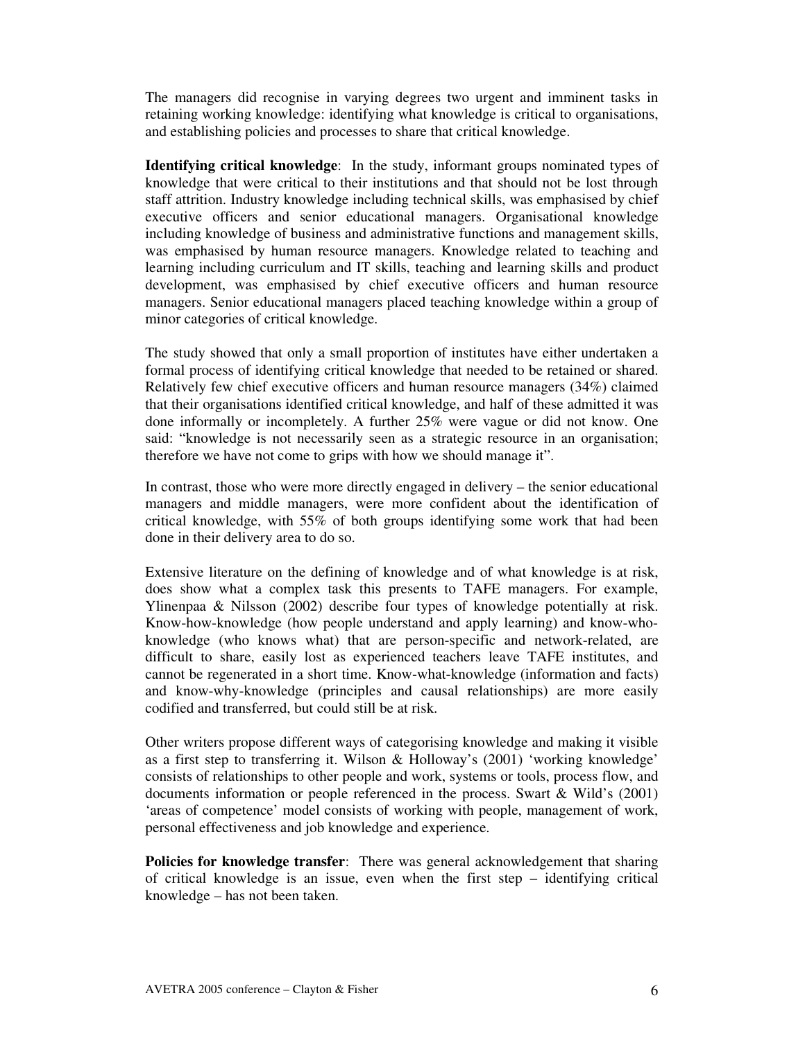The managers did recognise in varying degrees two urgent and imminent tasks in retaining working knowledge: identifying what knowledge is critical to organisations, and establishing policies and processes to share that critical knowledge.

**Identifying critical knowledge**: In the study, informant groups nominated types of knowledge that were critical to their institutions and that should not be lost through staff attrition. Industry knowledge including technical skills, was emphasised by chief executive officers and senior educational managers. Organisational knowledge including knowledge of business and administrative functions and management skills, was emphasised by human resource managers. Knowledge related to teaching and learning including curriculum and IT skills, teaching and learning skills and product development, was emphasised by chief executive officers and human resource managers. Senior educational managers placed teaching knowledge within a group of minor categories of critical knowledge.

The study showed that only a small proportion of institutes have either undertaken a formal process of identifying critical knowledge that needed to be retained or shared. Relatively few chief executive officers and human resource managers (34%) claimed that their organisations identified critical knowledge, and half of these admitted it was done informally or incompletely. A further 25% were vague or did not know. One said: "knowledge is not necessarily seen as a strategic resource in an organisation; therefore we have not come to grips with how we should manage it".

In contrast, those who were more directly engaged in delivery – the senior educational managers and middle managers, were more confident about the identification of critical knowledge, with 55% of both groups identifying some work that had been done in their delivery area to do so.

Extensive literature on the defining of knowledge and of what knowledge is at risk, does show what a complex task this presents to TAFE managers. For example, Ylinenpaa & Nilsson (2002) describe four types of knowledge potentially at risk. Know-how-knowledge (how people understand and apply learning) and know-who-knowledge (who knows what) that are person-specific and network-related, are difficult to share, easily lost as experienced teachers leave TAFE institutes, and cannot be regenerated in a short time. Know-what-knowledge (information and facts) and know-why-knowledge (principles and causal relationships) are more easily codified and transferred, but could still be at risk.

Other writers propose different ways of categorising knowledge and making it visible as a first step to transferring it. Wilson & Holloway's (2001) 'working knowledge' consists of relationships to other people and work, systems or tools, process flow, and documents information or people referenced in the process. Swart & Wild's (2001) 'areas of competence' model consists of working with people, management of work, personal effectiveness and job knowledge and experience.

**Policies for knowledge transfer**: There was general acknowledgement that sharing of critical knowledge is an issue, even when the first step – identifying critical knowledge – has not been taken.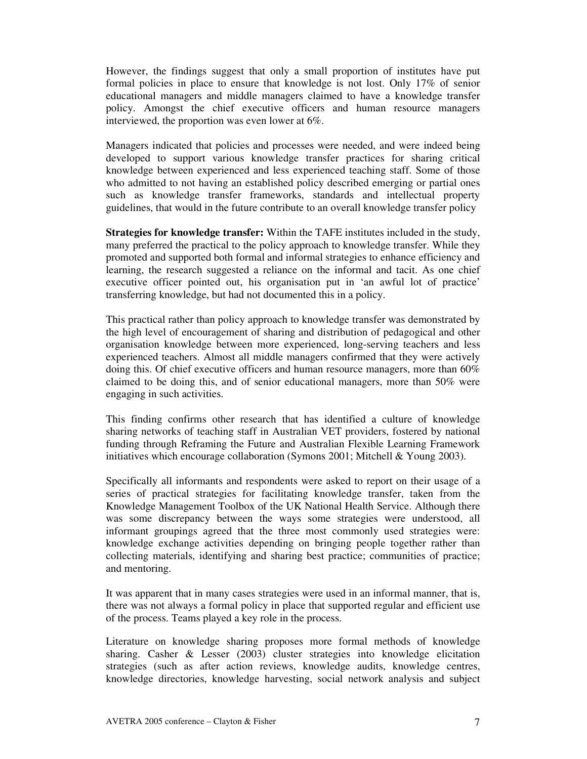However, the findings suggest that only a small proportion of institutes have put formal policies in place to ensure that knowledge is not lost. Only 17% of senior educational managers and middle managers claimed to have a knowledge transfer policy. Amongst the chief executive officers and human resource managers interviewed, the proportion was even lower at 6%.

Managers indicated that policies and processes were needed, and were indeed being developed to support various knowledge transfer practices for sharing critical knowledge between experienced and less experienced teaching staff. Some of those who admitted to not having an established policy described emerging or partial ones such as knowledge transfer frameworks, standards and intellectual property guidelines, that would in the future contribute to an overall knowledge transfer policy

**Strategies for knowledge transfer:** Within the TAFE institutes included in the study, many preferred the practical to the policy approach to knowledge transfer. While they promoted and supported both formal and informal strategies to enhance efficiency and learning, the research suggested a reliance on the informal and tacit. As one chief executive officer pointed out, his organisation put in 'an awful lot of practice' transferring knowledge, but had not documented this in a policy.

This practical rather than policy approach to knowledge transfer was demonstrated by the high level of encouragement of sharing and distribution of pedagogical and other organisation knowledge between more experienced, long-serving teachers and less experienced teachers. Almost all middle managers confirmed that they were actively doing this. Of chief executive officers and human resource managers, more than 60% claimed to be doing this, and of senior educational managers, more than 50% were engaging in such activities.

This finding confirms other research that has identified a culture of knowledge sharing networks of teaching staff in Australian VET providers, fostered by national funding through Reframing the Future and Australian Flexible Learning Framework initiatives which encourage collaboration (Symons 2001; Mitchell & Young 2003).

Specifically all informants and respondents were asked to report on their usage of a series of practical strategies for facilitating knowledge transfer, taken from the Knowledge Management Toolbox of the UK National Health Service. Although there was some discrepancy between the ways some strategies were understood, all informant groupings agreed that the three most commonly used strategies were: knowledge exchange activities depending on bringing people together rather than collecting materials, identifying and sharing best practice; communities of practice; and mentoring.

It was apparent that in many cases strategies were used in an informal manner, that is, there was not always a formal policy in place that supported regular and efficient use of the process. Teams played a key role in the process.

Literature on knowledge sharing proposes more formal methods of knowledge sharing. Casher & Lesser (2003) cluster strategies into knowledge elicitation strategies (such as after action reviews, knowledge audits, knowledge centres, knowledge directories, knowledge harvesting, social network analysis and subject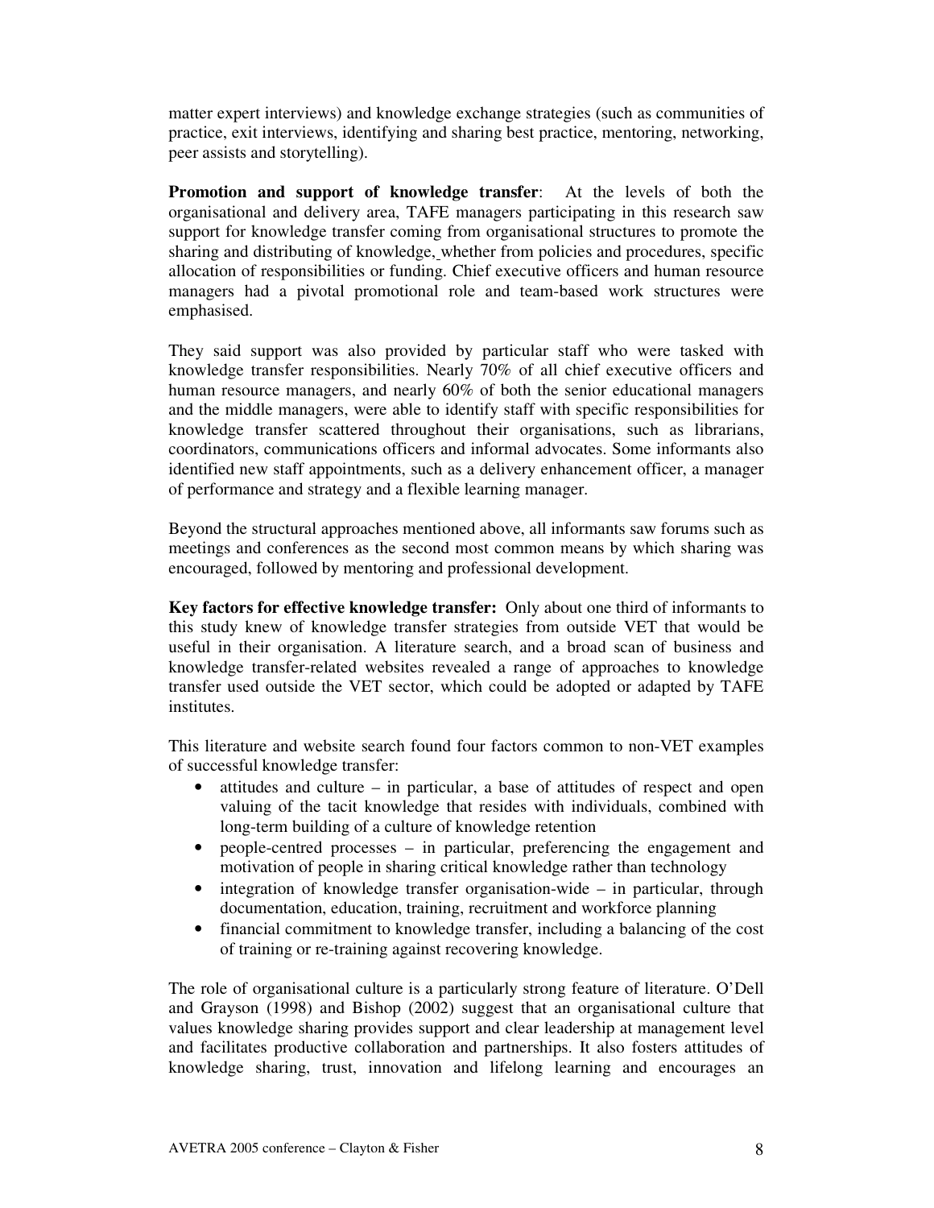matter expert interviews) and knowledge exchange strategies (such as communities of practice, exit interviews, identifying and sharing best practice, mentoring, networking, peer assists and storytelling).

**Promotion and support of knowledge transfer**: At the levels of both the organisational and delivery area, TAFE managers participating in this research saw support for knowledge transfer coming from organisational structures to promote the sharing and distributing of knowledge, whether from policies and procedures, specific allocation of responsibilities or funding. Chief executive officers and human resource managers had a pivotal promotional role and team-based work structures were emphasised.

They said support was also provided by particular staff who were tasked with knowledge transfer responsibilities. Nearly 70% of all chief executive officers and human resource managers, and nearly 60% of both the senior educational managers and the middle managers, were able to identify staff with specific responsibilities for knowledge transfer scattered throughout their organisations, such as librarians, coordinators, communications officers and informal advocates. Some informants also identified new staff appointments, such as a delivery enhancement officer, a manager of performance and strategy and a flexible learning manager.

Beyond the structural approaches mentioned above, all informants saw forums such as meetings and conferences as the second most common means by which sharing was encouraged, followed by mentoring and professional development.

**Key factors for effective knowledge transfer:** Only about one third of informants to this study knew of knowledge transfer strategies from outside VET that would be useful in their organisation. A literature search, and a broad scan of business and knowledge transfer-related websites revealed a range of approaches to knowledge transfer used outside the VET sector, which could be adopted or adapted by TAFE institutes.

This literature and website search found four factors common to non-VET examples of successful knowledge transfer:

- attitudes and culture – in particular, a base of attitudes of respect and open valuing of the tacit knowledge that resides with individuals, combined with long-term building of a culture of knowledge retention
- people-centred processes – in particular, preferencing the engagement and motivation of people in sharing critical knowledge rather than technology
- integration of knowledge transfer organisation-wide – in particular, through documentation, education, training, recruitment and workforce planning
- financial commitment to knowledge transfer, including a balancing of the cost of training or re-training against recovering knowledge.

The role of organisational culture is a particularly strong feature of literature. O'Dell and Grayson (1998) and Bishop (2002) suggest that an organisational culture that values knowledge sharing provides support and clear leadership at management level and facilitates productive collaboration and partnerships. It also fosters attitudes of knowledge sharing, trust, innovation and lifelong learning and encourages an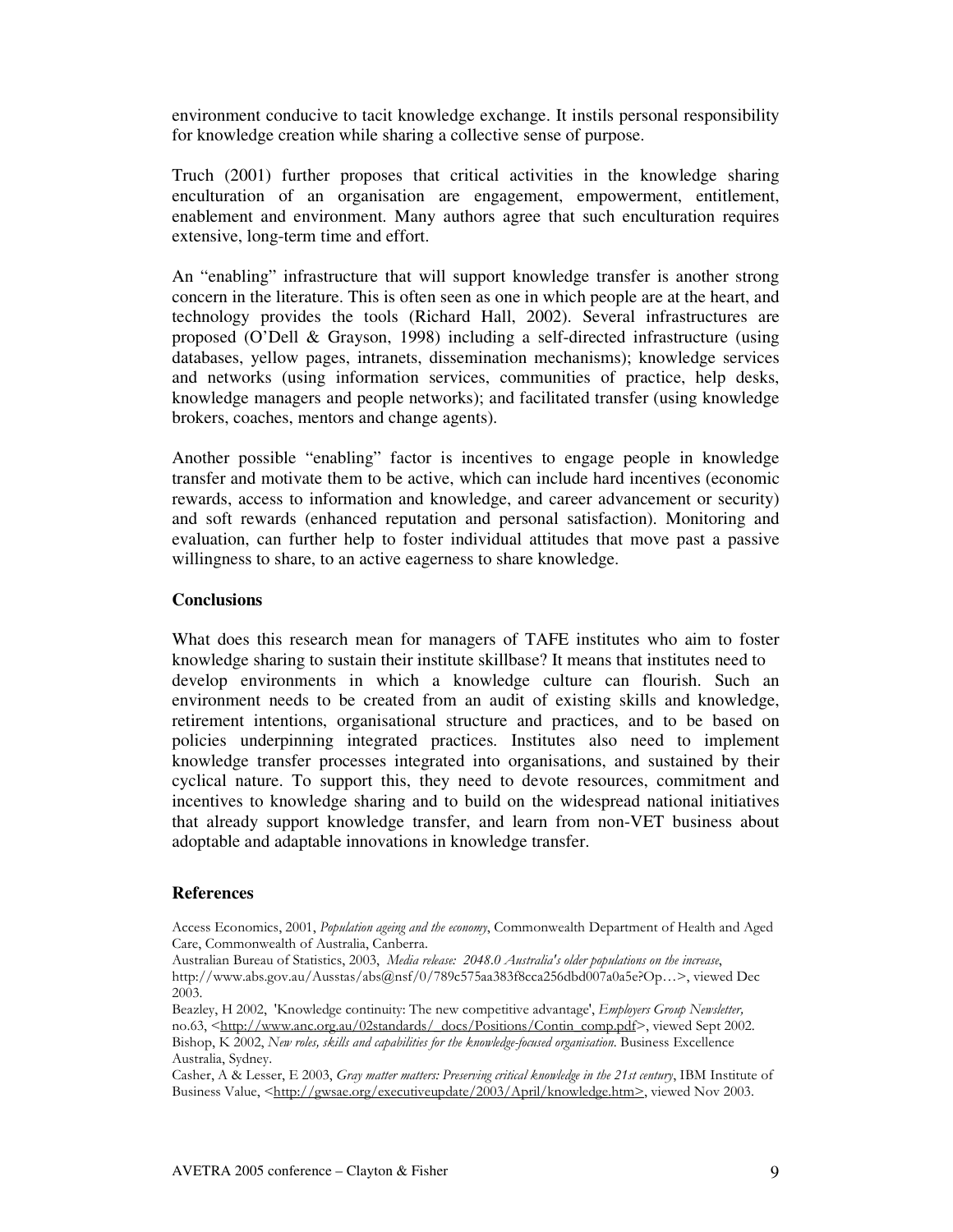environment conducive to tacit knowledge exchange. It instils personal responsibility for knowledge creation while sharing a collective sense of purpose.

Truch (2001) further proposes that critical activities in the knowledge sharing enculturation of an organisation are engagement, empowerment, entitlement, enablement and environment. Many authors agree that such enculturation requires extensive, long-term time and effort.

An "enabling" infrastructure that will support knowledge transfer is another strong concern in the literature. This is often seen as one in which people are at the heart, and technology provides the tools (Richard Hall, 2002). Several infrastructures are proposed (O'Dell & Grayson, 1998) including a self-directed infrastructure (using databases, yellow pages, intranets, dissemination mechanisms); knowledge services and networks (using information services, communities of practice, help desks, knowledge managers and people networks); and facilitated transfer (using knowledge brokers, coaches, mentors and change agents).

Another possible "enabling" factor is incentives to engage people in knowledge transfer and motivate them to be active, which can include hard incentives (economic rewards, access to information and knowledge, and career advancement or security) and soft rewards (enhanced reputation and personal satisfaction). Monitoring and evaluation, can further help to foster individual attitudes that move past a passive willingness to share, to an active eagerness to share knowledge.

## Conclusions

What does this research mean for managers of TAFE institutes who aim to foster knowledge sharing to sustain their institute skillbase? It means that institutes need to develop environments in which a knowledge culture can flourish. Such an environment needs to be created from an audit of existing skills and knowledge, retirement intentions, organisational structure and practices, and to be based on policies underpinning integrated practices. Institutes also need to implement knowledge transfer processes integrated into organisations, and sustained by their cyclical nature. To support this, they need to devote resources, commitment and incentives to knowledge sharing and to build on the widespread national initiatives that already support knowledge transfer, and learn from non-VET business about adoptable and adaptable innovations in knowledge transfer.

## References

Access Economics, 2001, *Population ageing and the economy*, Commonwealth Department of Health and Aged Care, Commonwealth of Australia, Canberra.

Australian Bureau of Statistics, 2003, *Media release: 2048.0 Australia's older populations on the increase*, http://www.abs.gov.au/Ausstas/abs@nsf/0/789c575aa383f8cca256dbd007a0a5e?Op…>, viewed Dec 2003.

Beazley, H 2002, 'Knowledge continuity: The new competitive advantage', *Employers Group Newsletter,* no.63, <http://www.anc.org.au/02standards/_docs/Positions/Contin_comp.pdf>, viewed Sept 2002.

Bishop, K 2002, *New roles, skills and capabilities for the knowledge-focused organisation*. Business Excellence Australia, Sydney.

Casher, A & Lesser, E 2003, *Gray matter matters: Preserving critical knowledge in the 21st century*, IBM Institute of Business Value, <http://gwsae.org/executiveupdate/2003/April/knowledge.htm>, viewed Nov 2003.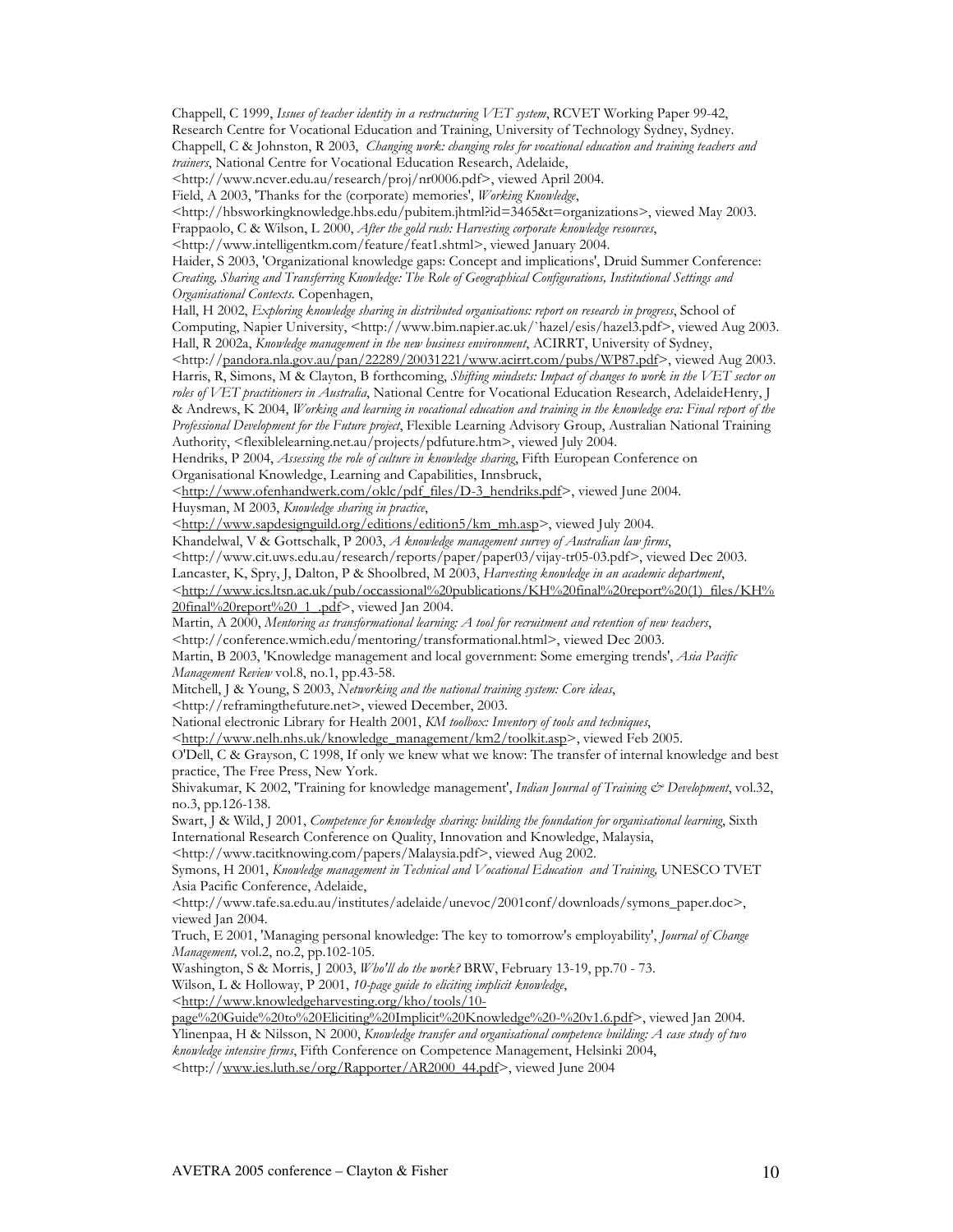Chappell, C 1999, *Issues of teacher identity in a restructuring VET system*, RCVET Working Paper 99-42, Research Centre for Vocational Education and Training, University of Technology Sydney, Sydney.

Chappell, C & Johnston, R 2003, *Changing work: changing roles for vocational education and training teachers and trainers*, National Centre for Vocational Education Research, Adelaide, <http://www.ncver.edu.au/research/proj/nr0006.pdf>, viewed April 2004.

Field, A 2003, 'Thanks for the (corporate) memories', *Working Knowledge*, <http://hbsworkingknowledge.hbs.edu/pubitem.jhtml?id=3465&t=organizations>, viewed May 2003.

Frappaolo, C & Wilson, L 2000, *After the gold rush: Harvesting corporate knowledge resources*, <http://www.intelligentkm.com/feature/feat1.shtml>, viewed January 2004.

Haider, S 2003, 'Organizational knowledge gaps: Concept and implications', Druid Summer Conference: *Creating, Sharing and Transferring Knowledge: The Role of Geographical Configurations, Institutional Settings and Organisational Contexts.* Copenhagen,

Hall, H 2002, *Exploring knowledge sharing in distributed organisations: report on research in progress*, School of Computing, Napier University, <http://www.bim.napier.ac.uk/`hazel/esis/hazel3.pdf>, viewed Aug 2003.

Hall, R 2002a, *Knowledge management in the new business environment*, ACIRRT, University of Sydney, <http://pandora.nla.gov.au/pan/22289/20031221/www.acirrt.com/pubs/WP87.pdf>, viewed Aug 2003.

Harris, R, Simons, M & Clayton, B forthcoming, *Shifting mindsets: Impact of changes to work in the VET sector on roles of VET practitioners in Australia*, National Centre for Vocational Education Research, AdelaideHenry, J & Andrews, K 2004, *Working and learning in vocational education and training in the knowledge era: Final report of the Professional Development for the Future project*, Flexible Learning Advisory Group, Australian National Training Authority, <flexiblelearning.net.au/projects/pdfuture.htm>, viewed July 2004.

Hendriks, P 2004, *Assessing the role of culture in knowledge sharing*, Fifth European Conference on Organisational Knowledge, Learning and Capabilities, Innsbruck, <http://www.ofenhandwerk.com/oklc/pdf_files/D-3_hendriks.pdf>, viewed June 2004.

Huysman, M 2003, *Knowledge sharing in practice*, <http://www.sapdesignguild.org/editions/edition5/km_mh.asp>, viewed July 2004.

Khandelwal, V & Gottschalk, P 2003, *A knowledge management survey of Australian law firms*, <http://www.cit.uws.edu.au/research/reports/paper/paper03/vijay-tr05-03.pdf>, viewed Dec 2003.

Lancaster, K, Spry, J, Dalton, P & Shoolbred, M 2003, *Harvesting knowledge in an academic department*, <http://www.ics.ltsn.ac.uk/pub/occassional%20publications/KH%20final%20report%20(1)_files/KH%20final%20report%20_1_.pdf>, viewed Jan 2004.

Martin, A 2000, *Mentoring as transformational learning: A tool for recruitment and retention of new teachers*, <http://conference.wmich.edu/mentoring/transformational.html>, viewed Dec 2003.

Martin, B 2003, 'Knowledge management and local government: Some emerging trends', *Asia Pacific Management Review* vol.8, no.1, pp.43-58.

Mitchell, J & Young, S 2003, *Networking and the national training system: Core ideas*, <http://reframingthefuture.net>, viewed December, 2003.

National electronic Library for Health 2001, *KM toolbox: Inventory of tools and techniques*, <http://www.nelh.nhs.uk/knowledge_management/km2/toolkit.asp>, viewed Feb 2005.

O'Dell, C & Grayson, C 1998, If only we knew what we know: The transfer of internal knowledge and best practice, The Free Press, New York.

Shivakumar, K 2002, 'Training for knowledge management', *Indian Journal of Training & Development*, vol.32, no.3, pp.126-138.

Swart, J & Wild, J 2001, *Competence for knowledge sharing: building the foundation for organisational learning*, Sixth International Research Conference on Quality, Innovation and Knowledge, Malaysia, <http://www.tacitknowing.com/papers/Malaysia.pdf>, viewed Aug 2002.

Symons, H 2001, *Knowledge management in Technical and Vocational Education and Training,* UNESCO TVET Asia Pacific Conference, Adelaide, <http://www.tafe.sa.edu.au/institutes/adelaide/unevoc/2001conf/downloads/symons_paper.doc>, viewed Jan 2004.

Truch, E 2001, 'Managing personal knowledge: The key to tomorrow's employability', *Journal of Change Management,* vol.2, no.2, pp.102-105.

Washington, S & Morris, J 2003, *Who'll do the work?* BRW, February 13-19, pp.70 - 73.

Wilson, L & Holloway, P 2001, *10-page guide to eliciting implicit knowledge*, <http://www.knowledgeharvesting.org/kho/tools/10-page%20Guide%20to%20Eliciting%20Implicit%20Knowledge%20-%20v1.6.pdf>, viewed Jan 2004.

Ylinenpaa, H & Nilsson, N 2000, *Knowledge transfer and organisational competence building: A case study of two knowledge intensive firms*, Fifth Conference on Competence Management, Helsinki 2004, <http://www.ies.luth.se/org/Rapporter/AR2000_44.pdf>, viewed June 2004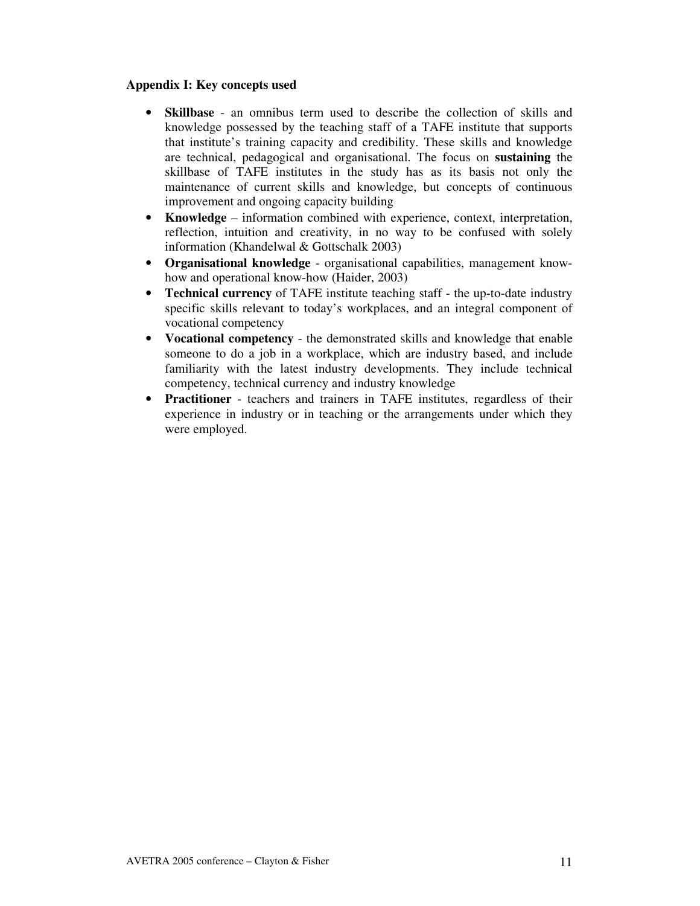**Appendix I: Key concepts used**

- **Skillbase** - an omnibus term used to describe the collection of skills and knowledge possessed by the teaching staff of a TAFE institute that supports that institute's training capacity and credibility. These skills and knowledge are technical, pedagogical and organisational. The focus on **sustaining** the skillbase of TAFE institutes in the study has as its basis not only the maintenance of current skills and knowledge, but concepts of continuous improvement and ongoing capacity building
- **Knowledge** – information combined with experience, context, interpretation, reflection, intuition and creativity, in no way to be confused with solely information (Khandelwal & Gottschalk 2003)
- **Organisational knowledge** - organisational capabilities, management know-how and operational know-how (Haider, 2003)
- **Technical currency** of TAFE institute teaching staff - the up-to-date industry specific skills relevant to today's workplaces, and an integral component of vocational competency
- **Vocational competency** - the demonstrated skills and knowledge that enable someone to do a job in a workplace, which are industry based, and include familiarity with the latest industry developments. They include technical competency, technical currency and industry knowledge
- **Practitioner** - teachers and trainers in TAFE institutes, regardless of their experience in industry or in teaching or the arrangements under which they were employed.